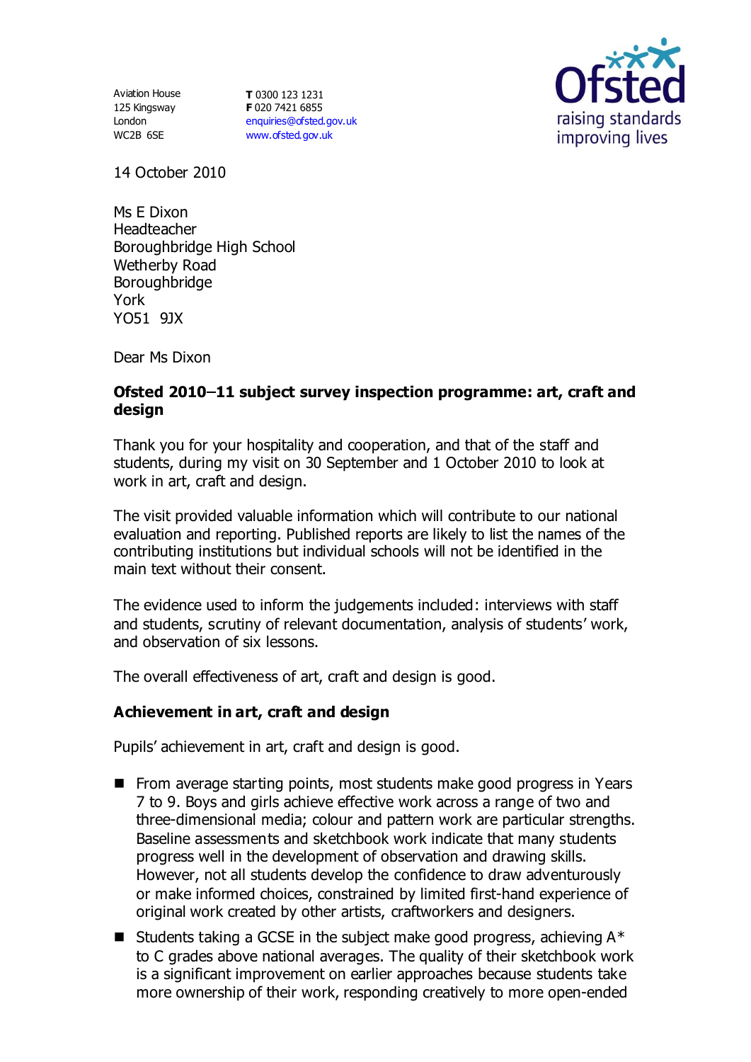Aviation House
125 Kingsway
London
WC2B 6SE

**T** 0300 123 1231
**F** 020 7421 6855
enquiries@ofsted.gov.uk
www.ofsted.gov.uk

14 October 2010

Ms E Dixon
Headteacher
Boroughbridge High School
Wetherby Road
Boroughbridge
York
YO51 9JX

Dear Ms Dixon

**Ofsted 2010–11 subject survey inspection programme: art, craft and design**

Thank you for your hospitality and cooperation, and that of the staff and students, during my visit on 30 September and 1 October 2010 to look at work in art, craft and design.

The visit provided valuable information which will contribute to our national evaluation and reporting. Published reports are likely to list the names of the contributing institutions but individual schools will not be identified in the main text without their consent.

The evidence used to inform the judgements included: interviews with staff and students, scrutiny of relevant documentation, analysis of students' work, and observation of six lessons.

The overall effectiveness of art, craft and design is good.

## Achievement in art, craft and design

Pupils' achievement in art, craft and design is good.

- From average starting points, most students make good progress in Years 7 to 9. Boys and girls achieve effective work across a range of two and three-dimensional media; colour and pattern work are particular strengths. Baseline assessments and sketchbook work indicate that many students progress well in the development of observation and drawing skills. However, not all students develop the confidence to draw adventurously or make informed choices, constrained by limited first-hand experience of original work created by other artists, craftworkers and designers.
- Students taking a GCSE in the subject make good progress, achieving A* to C grades above national averages. The quality of their sketchbook work is a significant improvement on earlier approaches because students take more ownership of their work, responding creatively to more open-ended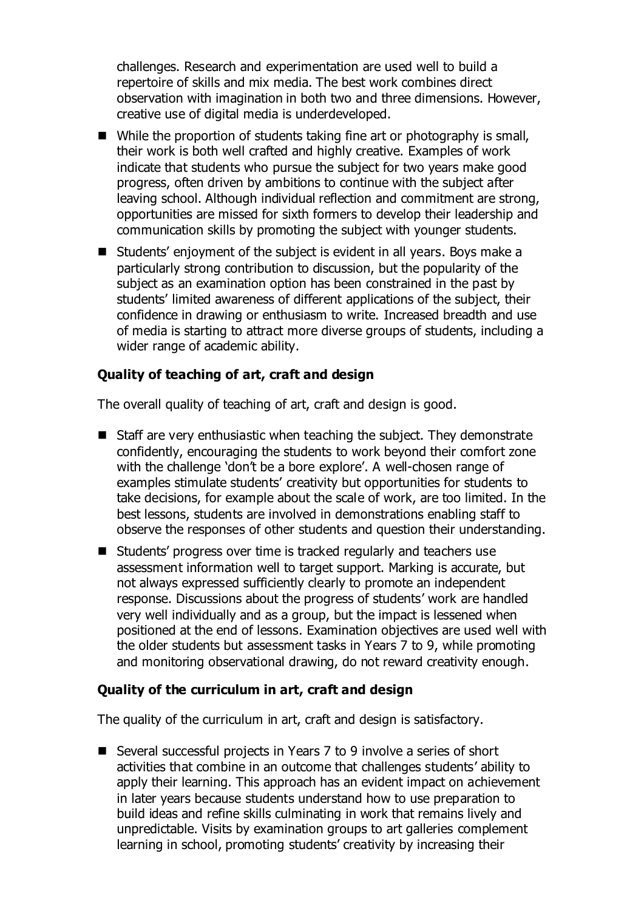challenges. Research and experimentation are used well to build a repertoire of skills and mix media. The best work combines direct observation with imagination in both two and three dimensions. However, creative use of digital media is underdeveloped.

- While the proportion of students taking fine art or photography is small, their work is both well crafted and highly creative. Examples of work indicate that students who pursue the subject for two years make good progress, often driven by ambitions to continue with the subject after leaving school. Although individual reflection and commitment are strong, opportunities are missed for sixth formers to develop their leadership and communication skills by promoting the subject with younger students.
- Students' enjoyment of the subject is evident in all years. Boys make a particularly strong contribution to discussion, but the popularity of the subject as an examination option has been constrained in the past by students' limited awareness of different applications of the subject, their confidence in drawing or enthusiasm to write. Increased breadth and use of media is starting to attract more diverse groups of students, including a wider range of academic ability.

**Quality of teaching of art, craft and design**

The overall quality of teaching of art, craft and design is good.

- Staff are very enthusiastic when teaching the subject. They demonstrate confidently, encouraging the students to work beyond their comfort zone with the challenge 'don't be a bore explore'. A well-chosen range of examples stimulate students' creativity but opportunities for students to take decisions, for example about the scale of work, are too limited. In the best lessons, students are involved in demonstrations enabling staff to observe the responses of other students and question their understanding.
- Students' progress over time is tracked regularly and teachers use assessment information well to target support. Marking is accurate, but not always expressed sufficiently clearly to promote an independent response. Discussions about the progress of students' work are handled very well individually and as a group, but the impact is lessened when positioned at the end of lessons. Examination objectives are used well with the older students but assessment tasks in Years 7 to 9, while promoting and monitoring observational drawing, do not reward creativity enough.

**Quality of the curriculum in art, craft and design**

The quality of the curriculum in art, craft and design is satisfactory.

- Several successful projects in Years 7 to 9 involve a series of short activities that combine in an outcome that challenges students' ability to apply their learning. This approach has an evident impact on achievement in later years because students understand how to use preparation to build ideas and refine skills culminating in work that remains lively and unpredictable. Visits by examination groups to art galleries complement learning in school, promoting students' creativity by increasing their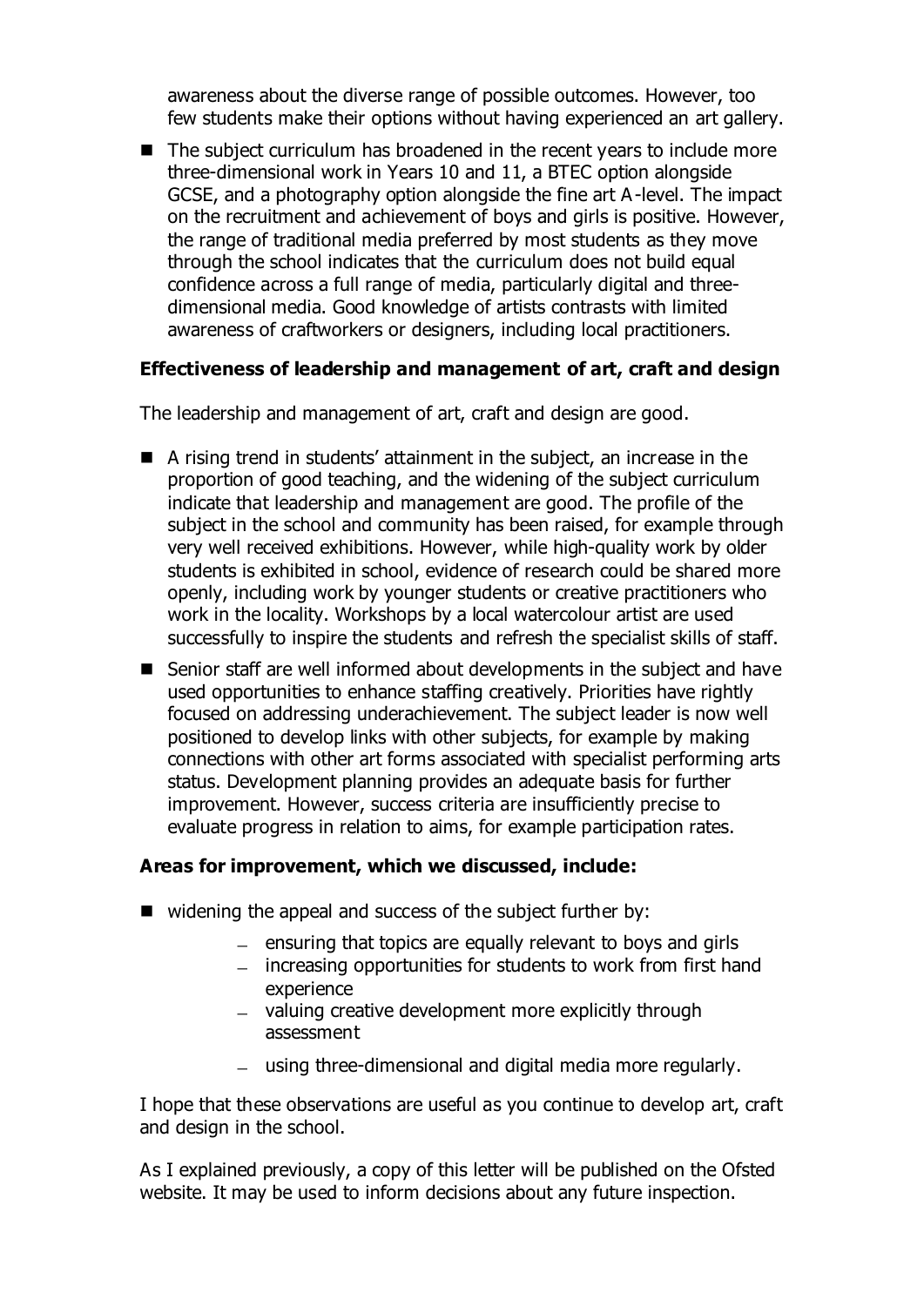awareness about the diverse range of possible outcomes. However, too few students make their options without having experienced an art gallery.

- The subject curriculum has broadened in the recent years to include more three-dimensional work in Years 10 and 11, a BTEC option alongside GCSE, and a photography option alongside the fine art A-level. The impact on the recruitment and achievement of boys and girls is positive. However, the range of traditional media preferred by most students as they move through the school indicates that the curriculum does not build equal confidence across a full range of media, particularly digital and three-dimensional media. Good knowledge of artists contrasts with limited awareness of craftworkers or designers, including local practitioners.

**Effectiveness of leadership and management of art, craft and design**

The leadership and management of art, craft and design are good.

- A rising trend in students' attainment in the subject, an increase in the proportion of good teaching, and the widening of the subject curriculum indicate that leadership and management are good. The profile of the subject in the school and community has been raised, for example through very well received exhibitions. However, while high-quality work by older students is exhibited in school, evidence of research could be shared more openly, including work by younger students or creative practitioners who work in the locality. Workshops by a local watercolour artist are used successfully to inspire the students and refresh the specialist skills of staff.
- Senior staff are well informed about developments in the subject and have used opportunities to enhance staffing creatively. Priorities have rightly focused on addressing underachievement. The subject leader is now well positioned to develop links with other subjects, for example by making connections with other art forms associated with specialist performing arts status. Development planning provides an adequate basis for further improvement. However, success criteria are insufficiently precise to evaluate progress in relation to aims, for example participation rates.

**Areas for improvement, which we discussed, include:**

- widening the appeal and success of the subject further by:
  - ensuring that topics are equally relevant to boys and girls
  - increasing opportunities for students to work from first hand experience
  - valuing creative development more explicitly through assessment
  - using three-dimensional and digital media more regularly.

I hope that these observations are useful as you continue to develop art, craft and design in the school.

As I explained previously, a copy of this letter will be published on the Ofsted website. It may be used to inform decisions about any future inspection.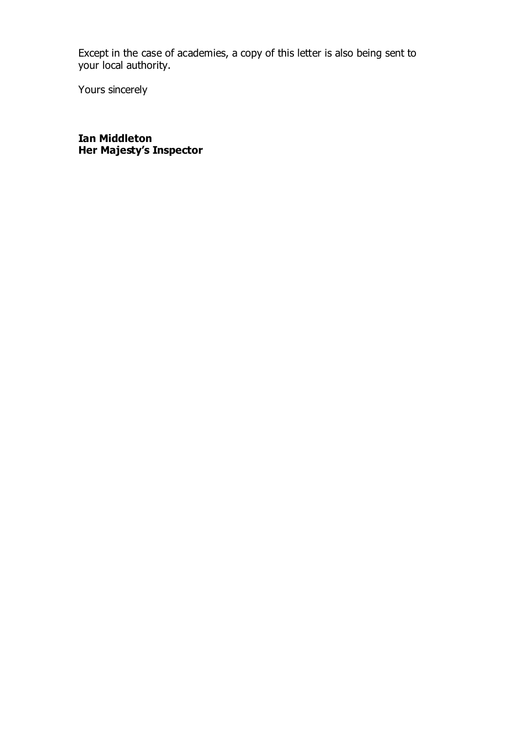Except in the case of academies, a copy of this letter is also being sent to your local authority.

Yours sincerely

**Ian Middleton**
**Her Majesty's Inspector**